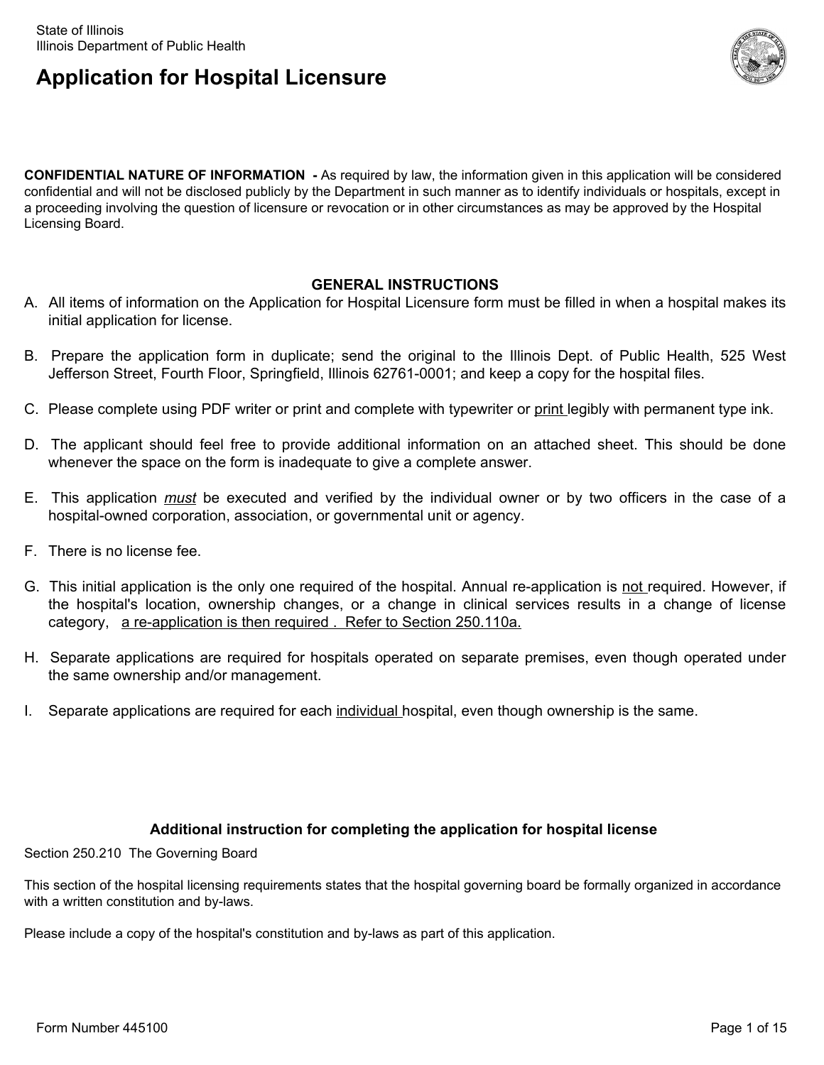State of Illinois
Illinois Department of Public Health

# Application for Hospital Licensure

**CONFIDENTIAL NATURE OF INFORMATION -** As required by law, the information given in this application will be considered confidential and will not be disclosed publicly by the Department in such manner as to identify individuals or hospitals, except in a proceeding involving the question of licensure or revocation or in other circumstances as may be approved by the Hospital Licensing Board.

## GENERAL INSTRUCTIONS

A. All items of information on the Application for Hospital Licensure form must be filled in when a hospital makes its initial application for license.

B. Prepare the application form in duplicate; send the original to the Illinois Dept. of Public Health, 525 West Jefferson Street, Fourth Floor, Springfield, Illinois 62761-0001; and keep a copy for the hospital files.

C. Please complete using PDF writer or print and complete with typewriter or print legibly with permanent type ink.

D. The applicant should feel free to provide additional information on an attached sheet. This should be done whenever the space on the form is inadequate to give a complete answer.

E. This application *must* be executed and verified by the individual owner or by two officers in the case of a hospital-owned corporation, association, or governmental unit or agency.

F. There is no license fee.

G. This initial application is the only one required of the hospital. Annual re-application is not required. However, if the hospital's location, ownership changes, or a change in clinical services results in a change of license category, a re-application is then required . Refer to Section 250.110a.

H. Separate applications are required for hospitals operated on separate premises, even though operated under the same ownership and/or management.

I. Separate applications are required for each individual hospital, even though ownership is the same.

### Additional instruction for completing the application for hospital license

Section 250.210 The Governing Board

This section of the hospital licensing requirements states that the hospital governing board be formally organized in accordance with a written constitution and by-laws.

Please include a copy of the hospital's constitution and by-laws as part of this application.

Form Number 445100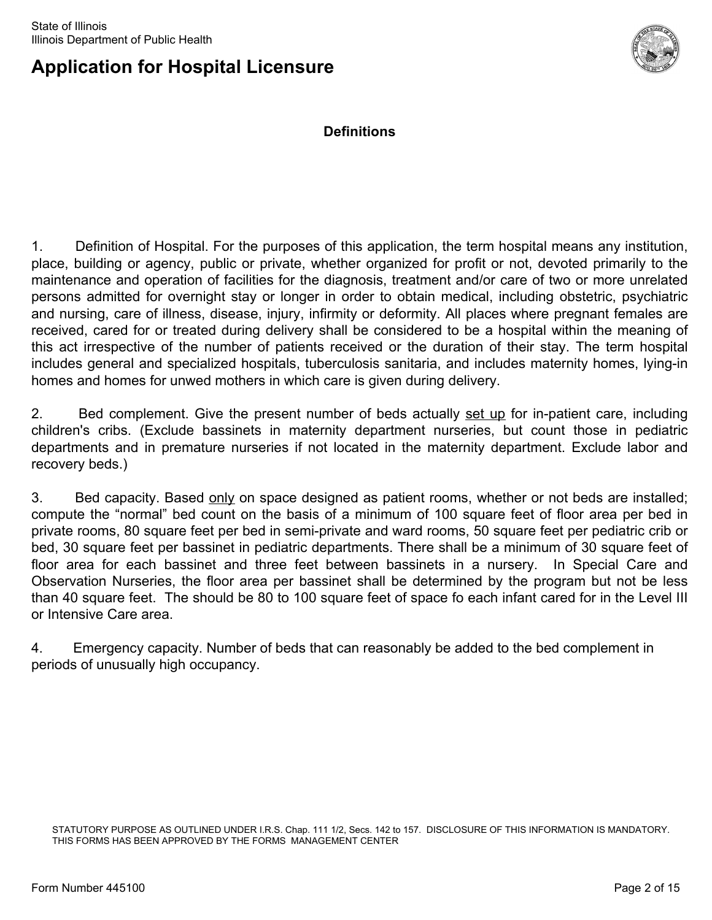State of Illinois
Illinois Department of Public Health

# Application for Hospital Licensure

## Definitions

1. Definition of Hospital. For the purposes of this application, the term hospital means any institution, place, building or agency, public or private, whether organized for profit or not, devoted primarily to the maintenance and operation of facilities for the diagnosis, treatment and/or care of two or more unrelated persons admitted for overnight stay or longer in order to obtain medical, including obstetric, psychiatric and nursing, care of illness, disease, injury, infirmity or deformity. All places where pregnant females are received, cared for or treated during delivery shall be considered to be a hospital within the meaning of this act irrespective of the number of patients received or the duration of their stay. The term hospital includes general and specialized hospitals, tuberculosis sanitaria, and includes maternity homes, lying-in homes and homes for unwed mothers in which care is given during delivery.

2. Bed complement. Give the present number of beds actually <u>set up</u> for in-patient care, including children's cribs. (Exclude bassinets in maternity department nurseries, but count those in pediatric departments and in premature nurseries if not located in the maternity department. Exclude labor and recovery beds.)

3. Bed capacity. Based <u>only</u> on space designed as patient rooms, whether or not beds are installed; compute the "normal" bed count on the basis of a minimum of 100 square feet of floor area per bed in private rooms, 80 square feet per bed in semi-private and ward rooms, 50 square feet per pediatric crib or bed, 30 square feet per bassinet in pediatric departments. There shall be a minimum of 30 square feet of floor area for each bassinet and three feet between bassinets in a nursery. In Special Care and Observation Nurseries, the floor area per bassinet shall be determined by the program but not be less than 40 square feet. The should be 80 to 100 square feet of space fo each infant cared for in the Level III or Intensive Care area.

4. Emergency capacity. Number of beds that can reasonably be added to the bed complement in periods of unusually high occupancy.

STATUTORY PURPOSE AS OUTLINED UNDER I.R.S. Chap. 111 1/2, Secs. 142 to 157. DISCLOSURE OF THIS INFORMATION IS MANDATORY.
THIS FORMS HAS BEEN APPROVED BY THE FORMS MANAGEMENT CENTER

Form Number 445100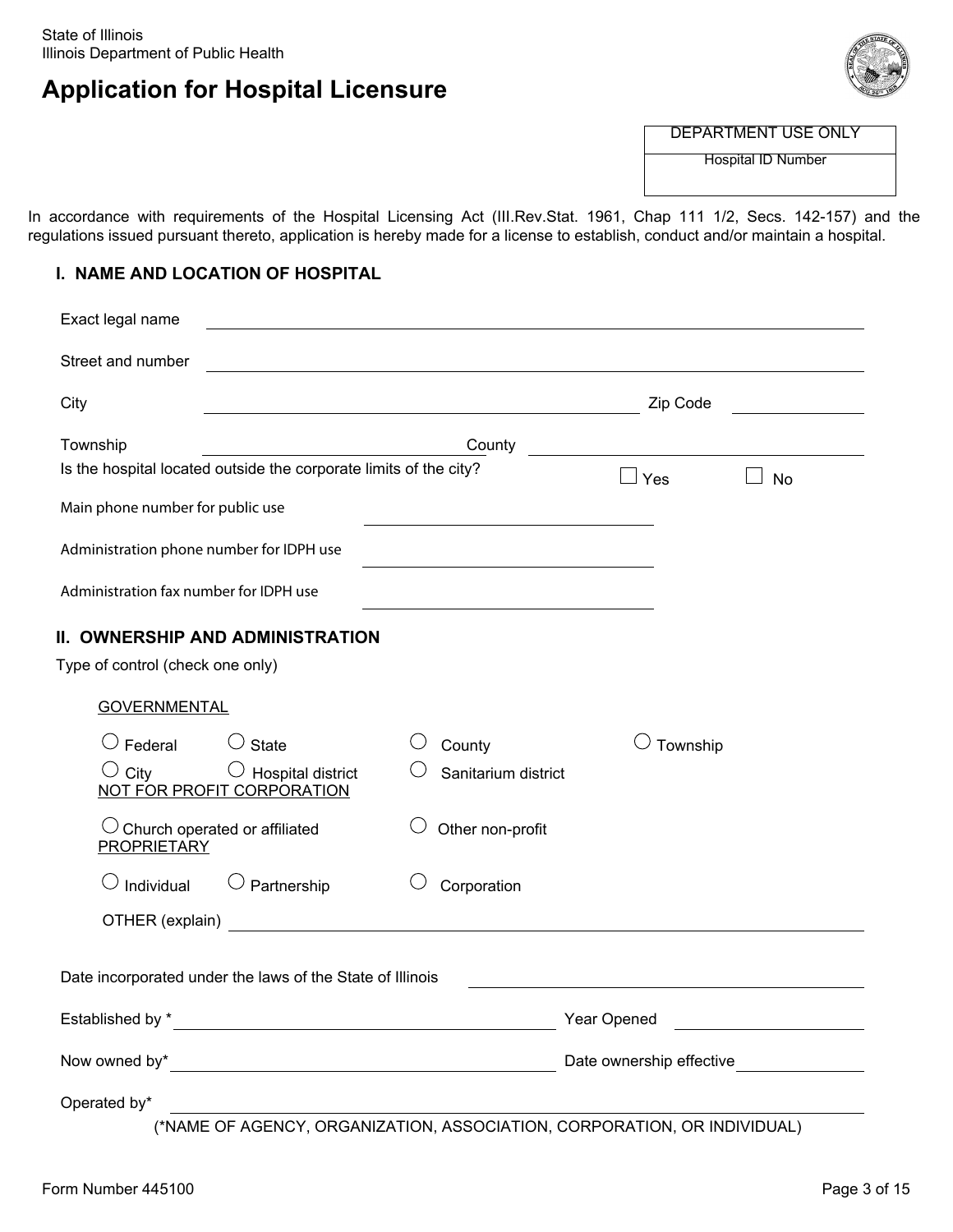State of Illinois
Illinois Department of Public Health

# Application for Hospital Licensure

| DEPARTMENT USE ONLY |
| --- |
| Hospital ID Number |
| |

In accordance with requirements of the Hospital Licensing Act (Ill.Rev.Stat. 1961, Chap 111 1/2, Secs. 142-157) and the regulations issued pursuant thereto, application is hereby made for a license to establish, conduct and/or maintain a hospital.

## I. NAME AND LOCATION OF HOSPITAL

Exact legal name ______________________________

Street and number ______________________________

City ______________________________ Zip Code ______________

Township ______________________ County ______________________

Is the hospital located outside the corporate limits of the city? ☐ Yes ☐ No

Main phone number for public use ______________________

Administration phone number for IDPH use ______________________

Administration fax number for IDPH use ______________________

## II. OWNERSHIP AND ADMINISTRATION

Type of control (check one only)

GOVERNMENTAL

○ Federal ○ State ○ County ○ Township

○ City ○ Hospital district ○ Sanitarium district

NOT FOR PROFIT CORPORATION

○ Church operated or affiliated ○ Other non-profit

PROPRIETARY

○ Individual ○ Partnership ○ Corporation

OTHER (explain) ______________________________

Date incorporated under the laws of the State of Illinois ______________________

Established by * ______________________ Year Opened ______________

Now owned by* ______________________ Date ownership effective ______________

Operated by* ______________________________

(*NAME OF AGENCY, ORGANIZATION, ASSOCIATION, CORPORATION, OR INDIVIDUAL)

Form Number 445100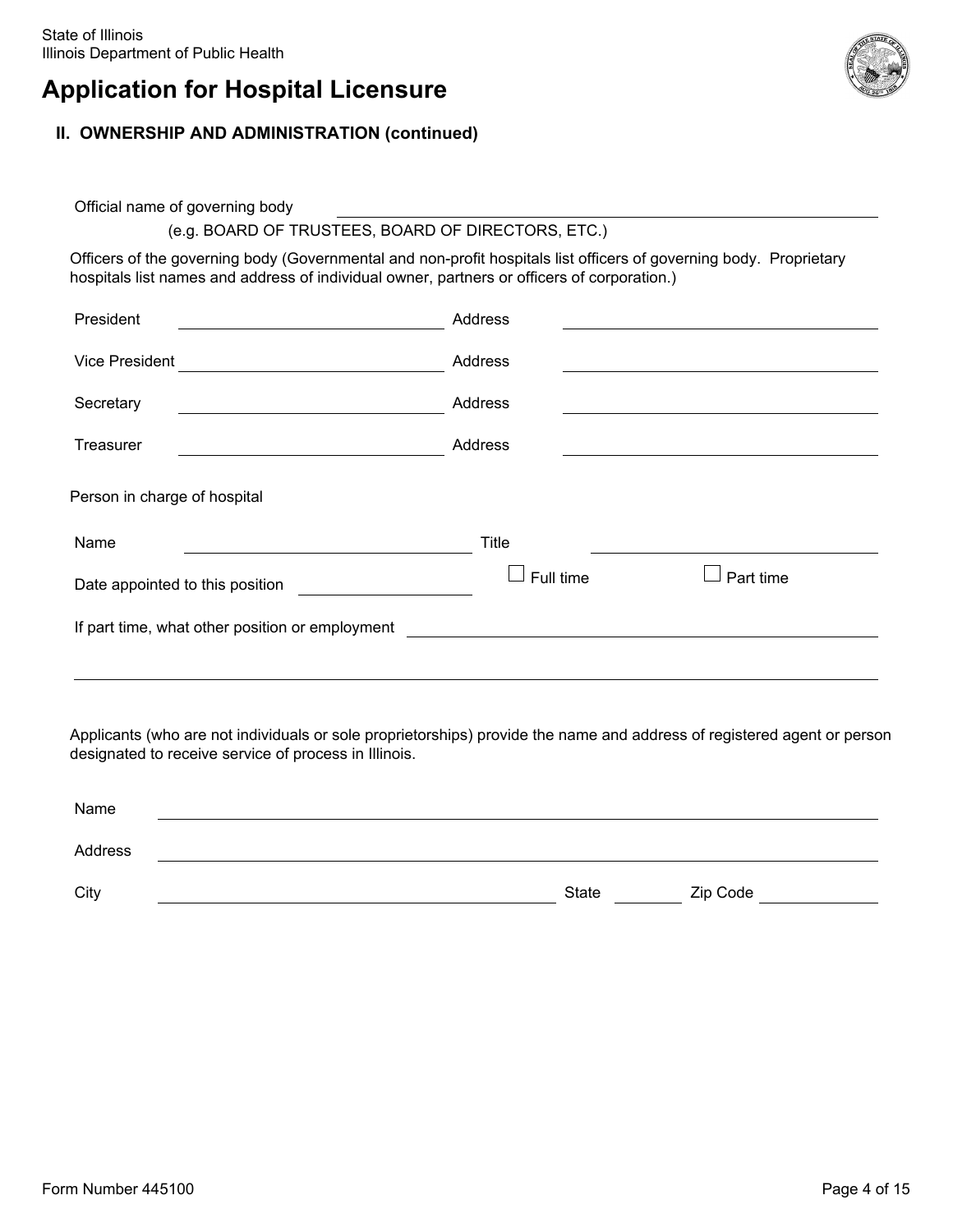State of Illinois
Illinois Department of Public Health

# Application for Hospital Licensure

## II. OWNERSHIP AND ADMINISTRATION (continued)

Official name of governing body ______________________________

(e.g. BOARD OF TRUSTEES, BOARD OF DIRECTORS, ETC.)

Officers of the governing body (Governmental and non-profit hospitals list officers of governing body. Proprietary hospitals list names and address of individual owner, partners or officers of corporation.)

President ______________________ Address ______________________

Vice President ______________________ Address ______________________

Secretary ______________________ Address ______________________

Treasurer ______________________ Address ______________________

Person in charge of hospital

Name ______________________ Title ______________________

Date appointed to this position ______________ ☐ Full time ☐ Part time

If part time, what other position or employment ______________________________

______________________________________________________________

Applicants (who are not individuals or sole proprietorships) provide the name and address of registered agent or person designated to receive service of process in Illinois.

Name ______________________________________________________________

Address ______________________________________________________________

City ______________________________ State ________ Zip Code ____________

Form Number 445100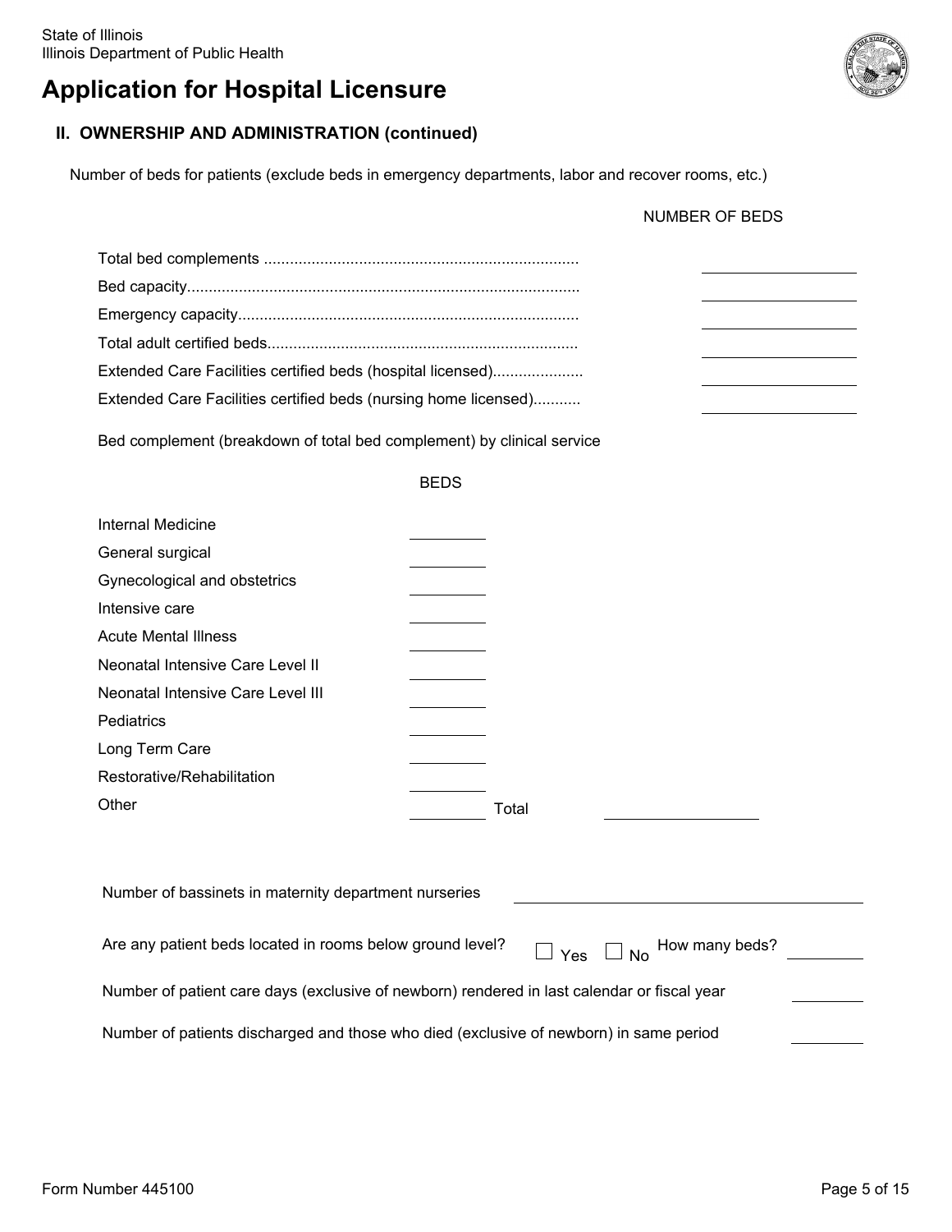State of Illinois
Illinois Department of Public Health

# Application for Hospital Licensure

## II. OWNERSHIP AND ADMINISTRATION (continued)

Number of beds for patients (exclude beds in emergency departments, labor and recover rooms, etc.)

| | NUMBER OF BEDS |
|---|---|
| Total bed complements | ______ |
| Bed capacity | ______ |
| Emergency capacity | ______ |
| Total adult certified beds | ______ |
| Extended Care Facilities certified beds (hospital licensed) | ______ |
| Extended Care Facilities certified beds (nursing home licensed) | ______ |

Bed complement (breakdown of total bed complement) by clinical service

| | BEDS |
|---|---|
| Internal Medicine | ______ |
| General surgical | ______ |
| Gynecological and obstetrics | ______ |
| Intensive care | ______ |
| Acute Mental Illness | ______ |
| Neonatal Intensive Care Level II | ______ |
| Neonatal Intensive Care Level III | ______ |
| Pediatrics | ______ |
| Long Term Care | ______ |
| Restorative/Rehabilitation | ______ |
| Other | ______ |

Total ______

Number of bassinets in maternity department nurseries ______

Are any patient beds located in rooms below ground level? ☐ Yes ☐ No How many beds? ______

Number of patient care days (exclusive of newborn) rendered in last calendar or fiscal year ______

Number of patients discharged and those who died (exclusive of newborn) in same period ______

Form Number 445100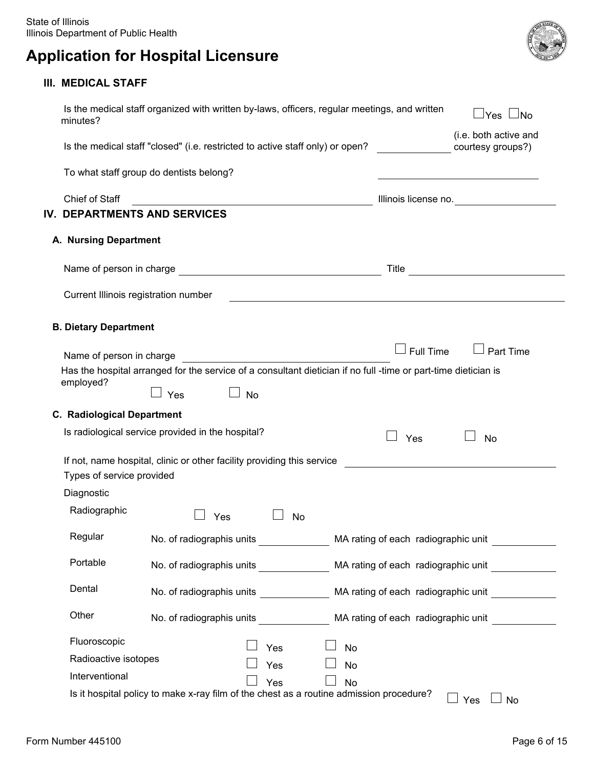State of Illinois
Illinois Department of Public Health

# Application for Hospital Licensure

## III. MEDICAL STAFF

Is the medical staff organized with written by-laws, officers, regular meetings, and written minutes? ☐ Yes ☐ No

Is the medical staff "closed" (i.e. restricted to active staff only) or open? ____________ (i.e. both active and courtesy groups?)

To what staff group do dentists belong? ____________________

Chief of Staff ______________________________ Illinois license no. ______________

## IV. DEPARTMENTS AND SERVICES

### A. Nursing Department

Name of person in charge ______________________________ Title ____________________

Current Illinois registration number ______________________________

### B. Dietary Department

Name of person in charge ______________________________ ☐ Full Time ☐ Part Time

Has the hospital arranged for the service of a consultant dietician if no full -time or part-time dietician is employed?

☐ Yes ☐ No

### C. Radiological Department

Is radiological service provided in the hospital? ☐ Yes ☐ No

If not, name hospital, clinic or other facility providing this service ______________________________

Types of service provided

Diagnostic

Radiographic ☐ Yes ☐ No

| | | |
|---|---|---|
| Regular | No. of radiographis units ________ | MA rating of each radiographic unit ________ |
| Portable | No. of radiographis units ________ | MA rating of each radiographic unit ________ |
| Dental | No. of radiographis units ________ | MA rating of each radiographic unit ________ |
| Other | No. of radiographis units ________ | MA rating of each radiographic unit ________ |

Fluoroscopic ☐ Yes ☐ No

Radioactive isotopes ☐ Yes ☐ No

Interventional ☐ Yes ☐ No

Is it hospital policy to make x-ray film of the chest as a routine admission procedure? ☐ Yes ☐ No

Form Number 445100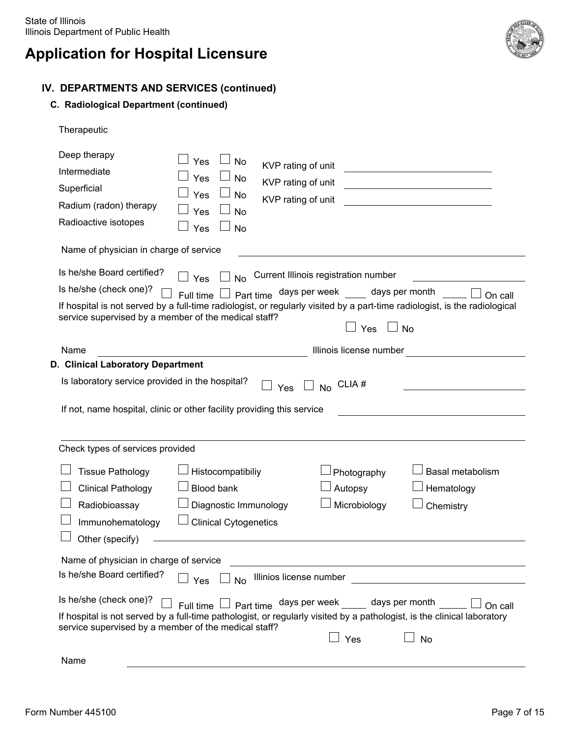State of Illinois
Illinois Department of Public Health

# Application for Hospital Licensure

## IV. DEPARTMENTS AND SERVICES (continued)

### C. Radiological Department (continued)

Therapeutic

| | | |
|---|---|---|
| Deep therapy | ☐ Yes ☐ No | KVP rating of unit ______________ |
| Intermediate | ☐ Yes ☐ No | KVP rating of unit ______________ |
| Superficial | ☐ Yes ☐ No | KVP rating of unit ______________ |
| Radium (radon) therapy | ☐ Yes ☐ No | |
| Radioactive isotopes | ☐ Yes ☐ No | |

Name of physician in charge of service ______________________________

Is he/she Board certified? ☐ Yes ☐ No Current Illinois registration number ______________

Is he/she (check one)? ☐ Full time ☐ Part time days per week ____ days per month ____ ☐ On call

If hospital is not served by a full-time radiologist, or regularly visited by a part-time radiologist, is the radiological service supervised by a member of the medical staff?

☐ Yes ☐ No

Name ______________________________ Illinois license number ______________

### D. Clinical Laboratory Department

Is laboratory service provided in the hospital? ☐ Yes ☐ No CLIA # ______________

If not, name hospital, clinic or other facility providing this service ______________________________

______________________________

Check types of services provided

| | | | |
|---|---|---|---|
| ☐ Tissue Pathology | ☐ Histocompatibiliy | ☐ Photography | ☐ Basal metabolism |
| ☐ Clinical Pathology | ☐ Blood bank | ☐ Autopsy | ☐ Hematology |
| ☐ Radiobioassay | ☐ Diagnostic Immunology | ☐ Microbiology | ☐ Chemistry |
| ☐ Immunohematology | ☐ Clinical Cytogenetics | | |

☐ Other (specify) ______________________________

Name of physician in charge of service ______________________________

Is he/she Board certified? ☐ Yes ☐ No Illinios license number ______________

Is he/she (check one)? ☐ Full time ☐ Part time days per week ____ days per month ____ ☐ On call

If hospital is not served by a full-time pathologist, or regularly visited by a pathologist, is the clinical laboratory service supervised by a member of the medical staff?

☐ Yes ☐ No

Name ______________________________

Form Number 445100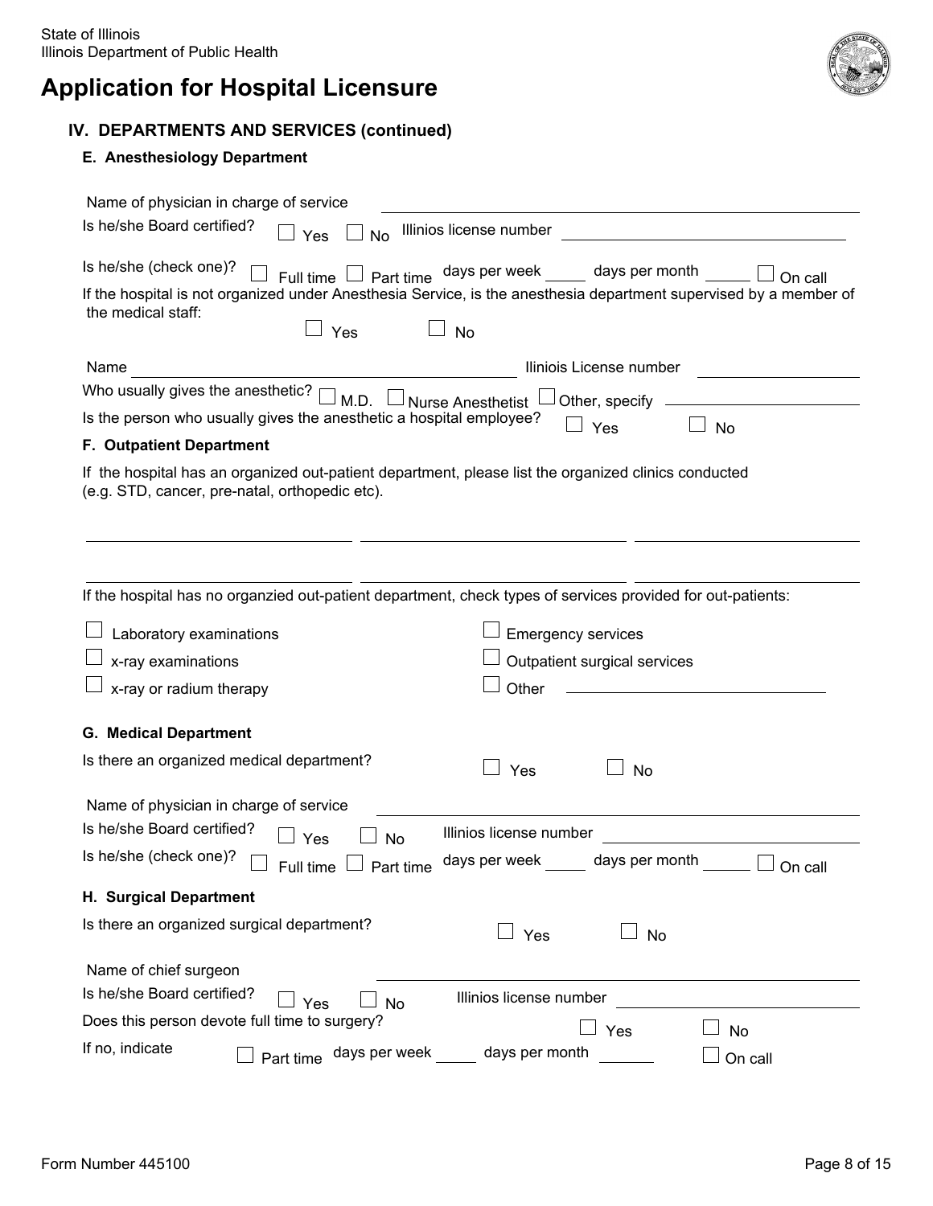State of Illinois
Illinois Department of Public Health

# Application for Hospital Licensure

## IV. DEPARTMENTS AND SERVICES (continued)

### E. Anesthesiology Department

Name of physician in charge of service ______________________________

Is he/she Board certified? ☐ Yes ☐ No Illinios license number ______________________________

Is he/she (check one)? ☐ Full time ☐ Part time days per week _____ days per month _____ ☐ On call

If the hospital is not organized under Anesthesia Service, is the anesthesia department supervised by a member of the medical staff:

☐ Yes ☐ No

Name ______________________________ Iliniois License number ______________________________

Who usually gives the anesthetic? ☐ M.D. ☐ Nurse Anesthetist ☐ Other, specify ______________________________

Is the person who usually gives the anesthetic a hospital employee? ☐ Yes ☐ No

### F. Outpatient Department

If the hospital has an organized out-patient department, please list the organized clinics conducted (e.g. STD, cancer, pre-natal, orthopedic etc).

______________________________ ______________________________ ______________________________

______________________________ ______________________________ ______________________________

If the hospital has no organzied out-patient department, check types of services provided for out-patients:

☐ Laboratory examinations

☐ x-ray examinations

☐ x-ray or radium therapy

☐ Emergency services

☐ Outpatient surgical services

☐ Other ______________________________

### G. Medical Department

Is there an organized medical department? ☐ Yes ☐ No

Name of physician in charge of service ______________________________

Is he/she Board certified? ☐ Yes ☐ No Illinios license number ______________________________

Is he/she (check one)? ☐ Full time ☐ Part time days per week _____ days per month _____ ☐ On call

### H. Surgical Department

Is there an organized surgical department? ☐ Yes ☐ No

Name of chief surgeon ______________________________

Is he/she Board certified? ☐ Yes ☐ No Illinios license number ______________________________

Does this person devote full time to surgery? ☐ Yes ☐ No

If no, indicate ☐ Part time days per week _____ days per month _____ ☐ On call

Form Number 445100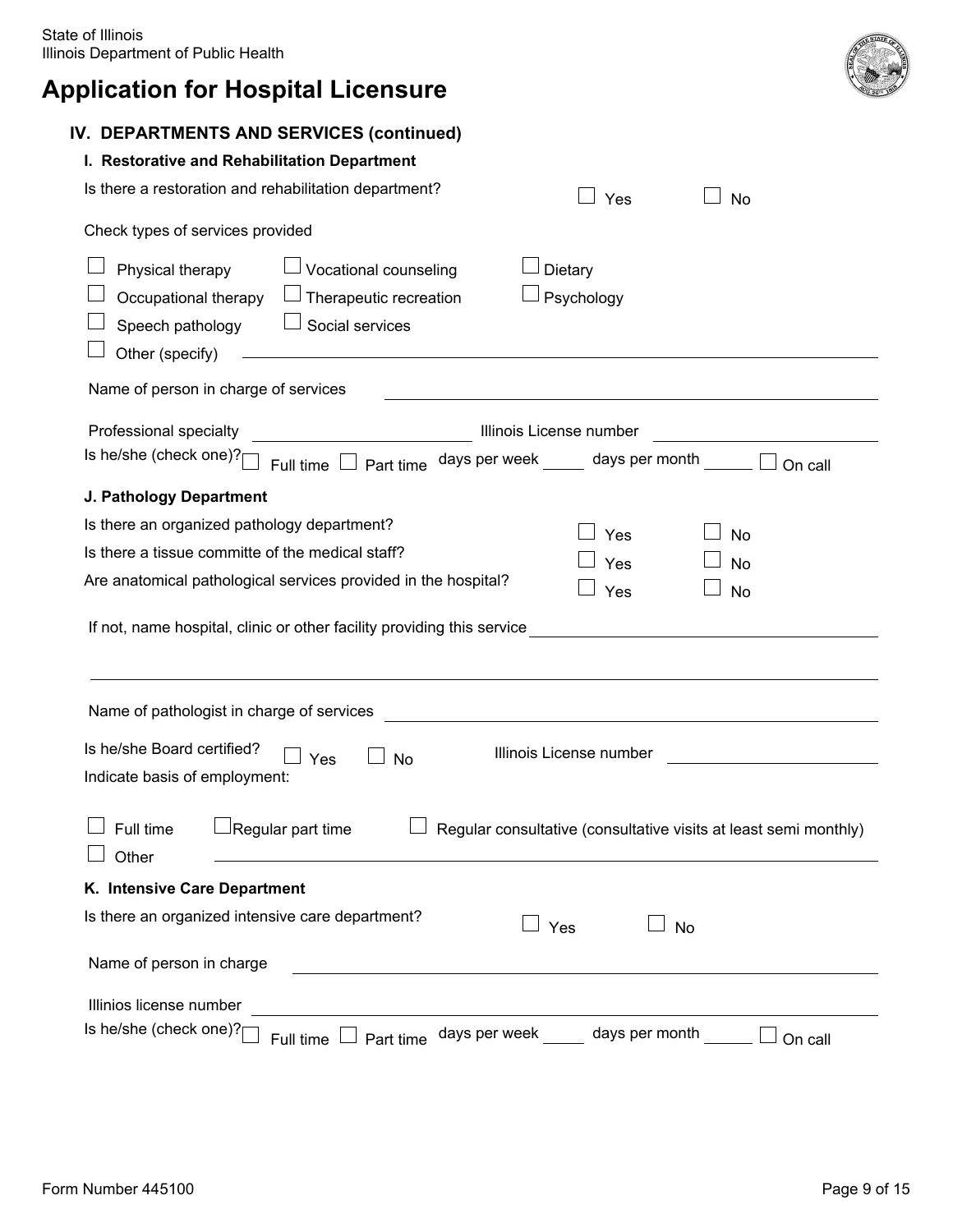State of Illinois
Illinois Department of Public Health

# Application for Hospital Licensure

## IV. DEPARTMENTS AND SERVICES (continued)

### I. Restorative and Rehabilitation Department

Is there a restoration and rehabilitation department? ☐ Yes ☐ No

Check types of services provided

☐ Physical therapy ☐ Vocational counseling ☐ Dietary
☐ Occupational therapy ☐ Therapeutic recreation ☐ Psychology
☐ Speech pathology ☐ Social services
☐ Other (specify) ______________________________

Name of person in charge of services ______________________________

Professional specialty ______________ Illinois License number ______________

Is he/she (check one)? ☐ Full time ☐ Part time days per week _____ days per month _____ ☐ On call

### J. Pathology Department

Is there an organized pathology department? ☐ Yes ☐ No

Is there a tissue committe of the medical staff? ☐ Yes ☐ No

Are anatomical pathological services provided in the hospital? ☐ Yes ☐ No

If not, name hospital, clinic or other facility providing this service ______________________________

______________________________

Name of pathologist in charge of services ______________________________

Is he/she Board certified? ☐ Yes ☐ No Illinois License number ______________

Indicate basis of employment:

☐ Full time ☐ Regular part time ☐ Regular consultative (consultative visits at least semi monthly)
☐ Other ______________________________

### K. Intensive Care Department

Is there an organized intensive care department? ☐ Yes ☐ No

Name of person in charge ______________________________

Illinios license number ______________________________

Is he/she (check one)? ☐ Full time ☐ Part time days per week _____ days per month _____ ☐ On call

Form Number 445100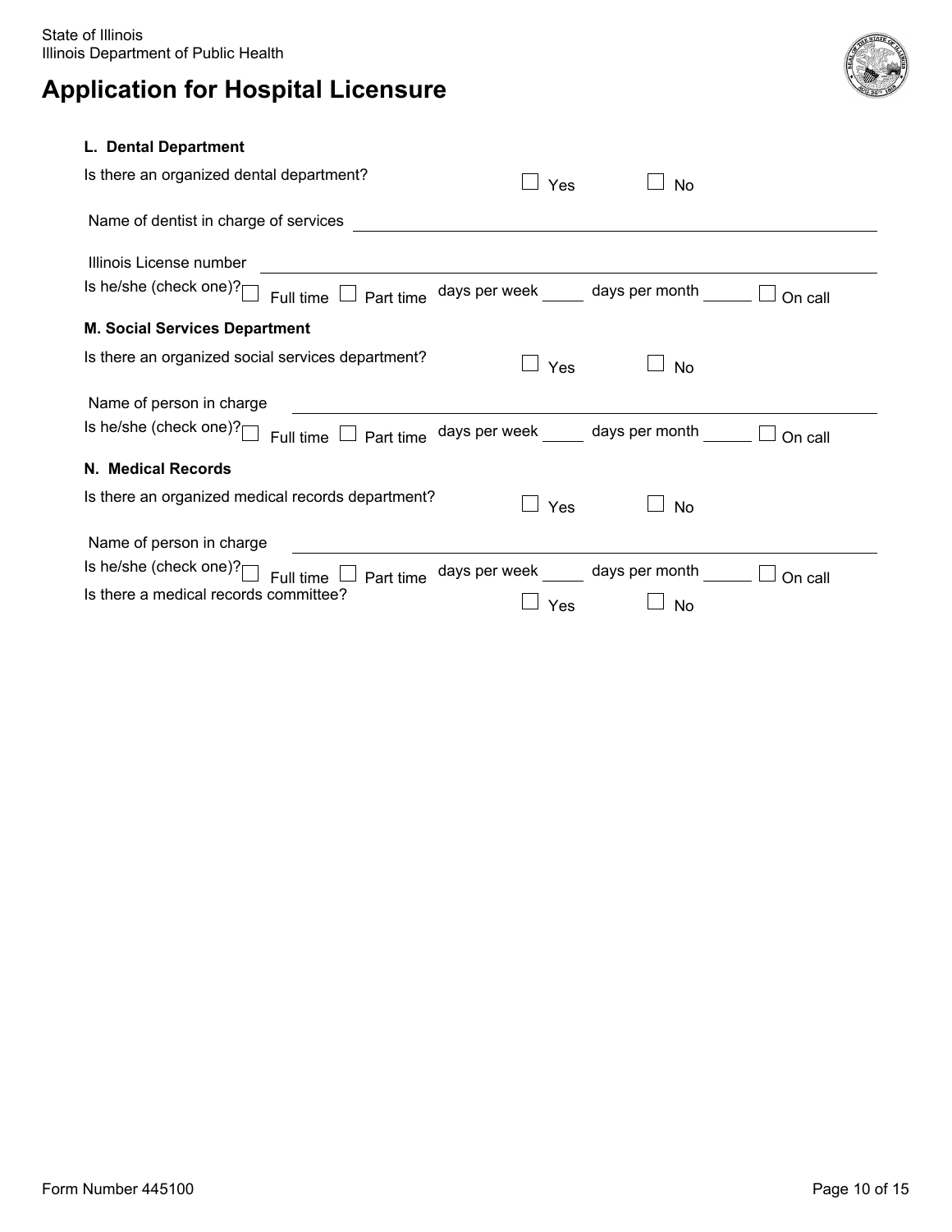State of Illinois
Illinois Department of Public Health

# Application for Hospital Licensure

**L. Dental Department**

Is there an organized dental department? ☐ Yes ☐ No

Name of dentist in charge of services ____________________

Illinois License number ____________________

Is he/she (check one)? ☐ Full time ☐ Part time days per week _____ days per month _____ ☐ On call

**M. Social Services Department**

Is there an organized social services department? ☐ Yes ☐ No

Name of person in charge ____________________

Is he/she (check one)? ☐ Full time ☐ Part time days per week _____ days per month _____ ☐ On call

**N. Medical Records**

Is there an organized medical records department? ☐ Yes ☐ No

Name of person in charge ____________________

Is he/she (check one)? ☐ Full time ☐ Part time days per week _____ days per month _____ ☐ On call

Is there a medical records committee? ☐ Yes ☐ No

Form Number 445100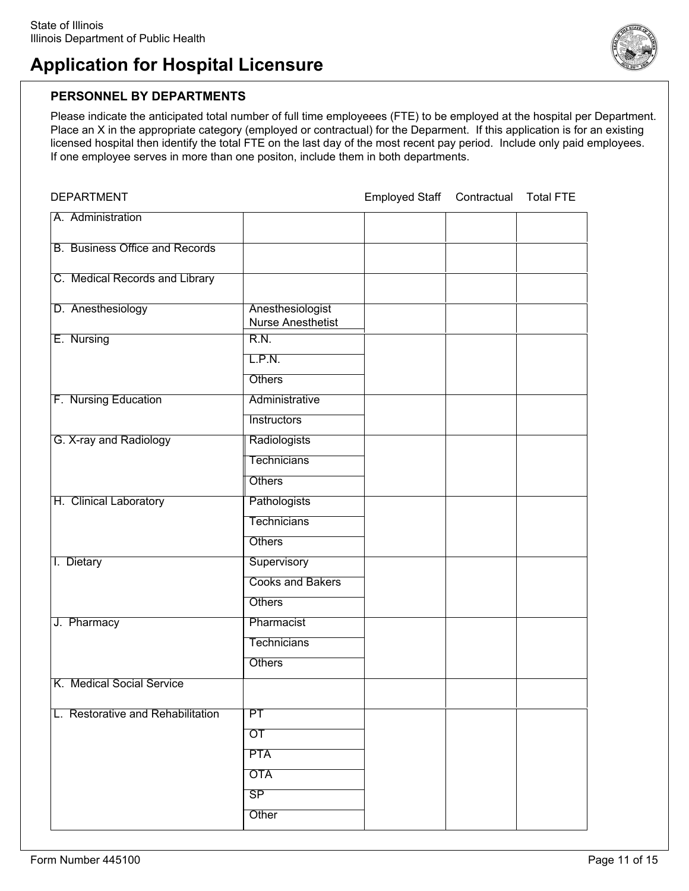State of Illinois
Illinois Department of Public Health

# Application for Hospital Licensure

## PERSONNEL BY DEPARTMENTS

Please indicate the anticipated total number of full time employeees (FTE) to be employed at the hospital per Department. Place an X in the appropriate category (employed or contractual) for the Deparment. If this application is for an existing licensed hospital then identify the total FTE on the last day of the most recent pay period. Include only paid employees. If one employee serves in more than one positon, include them in both departments.

| DEPARTMENT | | | Employed Staff | Contractual | Total FTE |
|---|---|---|---|---|---|
| A. Administration | | | | | |
| B. Business Office and Records | | | | | |
| C. Medical Records and Library | | | | | |
| D. Anesthesiology | Anesthesiologist<br>Nurse Anesthetist | | | | |
| E. Nursing | R.N. | | | | |
| | L.P.N. | | | | |
| | Others | | | | |
| F. Nursing Education | Administrative | | | | |
| | Instructors | | | | |
| G. X-ray and Radiology | Radiologists | | | | |
| | Technicians | | | | |
| | Others | | | | |
| H. Clinical Laboratory | Pathologists | | | | |
| | Technicians | | | | |
| | Others | | | | |
| I. Dietary | Supervisory | | | | |
| | Cooks and Bakers | | | | |
| | Others | | | | |
| J. Pharmacy | Pharmacist | | | | |
| | Technicians | | | | |
| | Others | | | | |
| K. Medical Social Service | | | | | |
| L. Restorative and Rehabilitation | PT | | | | |
| | OT | | | | |
| | PTA | | | | |
| | OTA | | | | |
| | SP | | | | |
| | Other | | | | |

Form Number 445100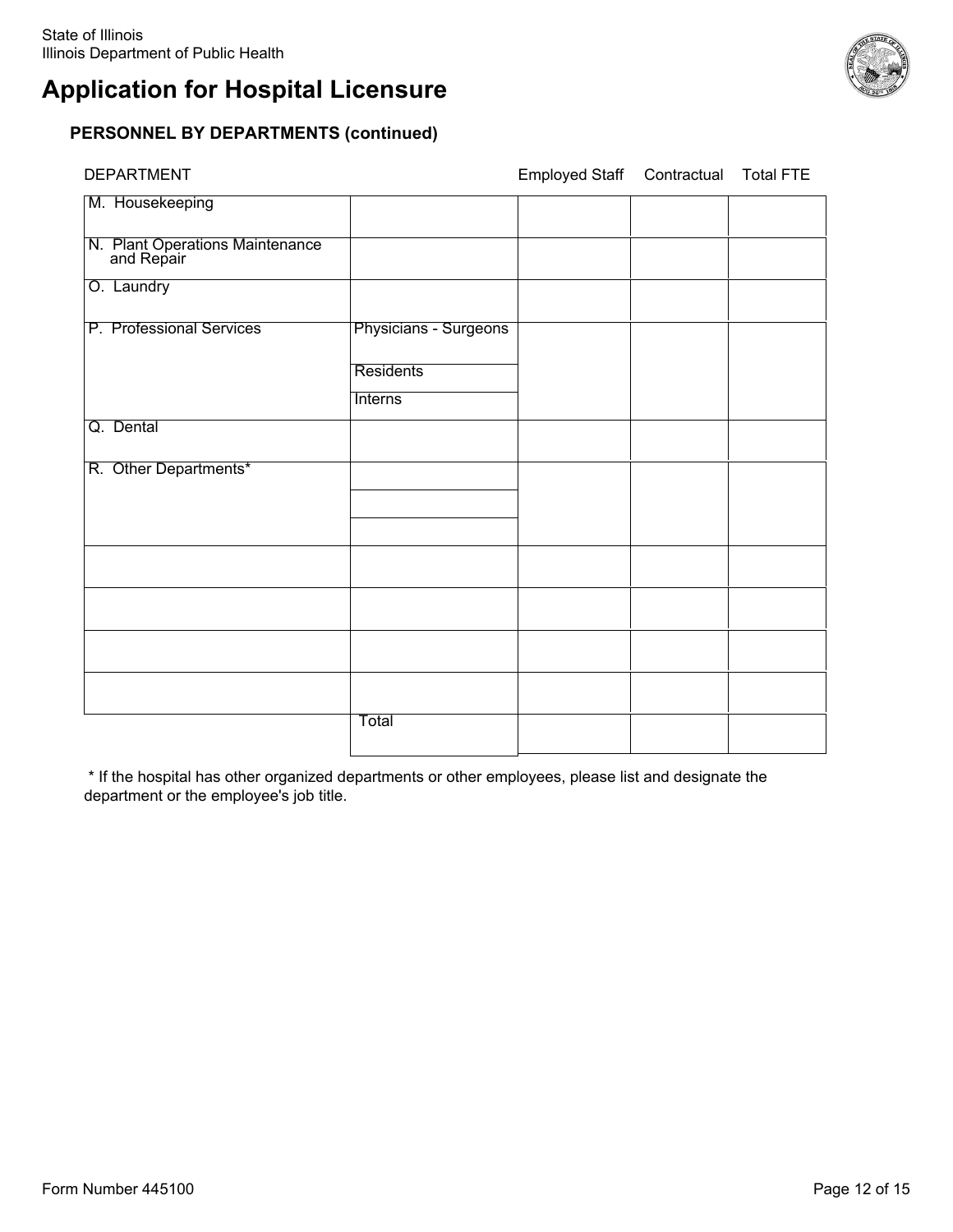State of Illinois
Illinois Department of Public Health

# Application for Hospital Licensure

### PERSONNEL BY DEPARTMENTS (continued)

| DEPARTMENT | | Employed Staff | Contractual | Total FTE |
|---|---|---|---|---|
| M. Housekeeping | | | | |
| N. Plant Operations Maintenance and Repair | | | | |
| O. Laundry | | | | |
| P. Professional Services | Physicians - Surgeons | | | |
| | Residents | | | |
| | Interns | | | |
| Q. Dental | | | | |
| R. Other Departments* | | | | |
| | | | | |
| | | | | |
| | | | | |
| | | | | |
| | | | | |
| | | | | |
| | Total | | | |

\* If the hospital has other organized departments or other employees, please list and designate the department or the employee's job title.

Form Number 445100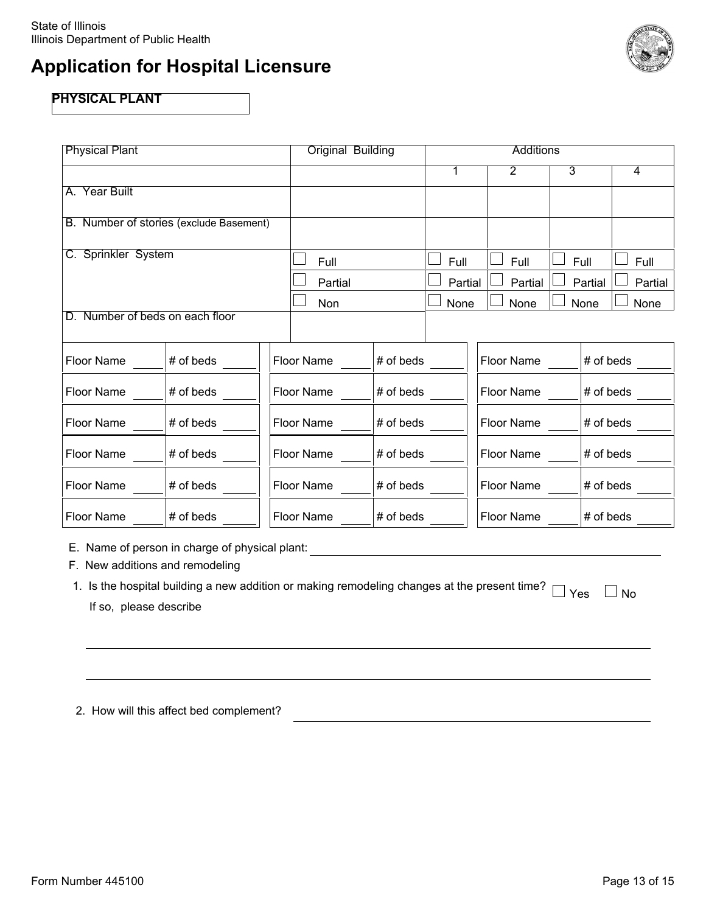State of Illinois
Illinois Department of Public Health

# Application for Hospital Licensure

## PHYSICAL PLANT

| Physical Plant | Original Building | Additions | | | |
|---|---|---|---|---|---|
| | | 1 | 2 | 3 | 4 |
| A. Year Built | | | | | |
| B. Number of stories (exclude Basement) | | | | | |
| C. Sprinkler System | ☐ Full | ☐ Full | ☐ Full | ☐ Full | ☐ Full |
| | ☐ Partial | ☐ Partial | ☐ Partial | ☐ Partial | ☐ Partial |
| | ☐ Non | ☐ None | ☐ None | ☐ None | ☐ None |
| D. Number of beds on each floor | | | | | |

| Floor Name | # of beds | Floor Name | # of beds | Floor Name | # of beds |
|---|---|---|---|---|---|
| Floor Name ____ | # of beds ____ | Floor Name ____ | # of beds ____ | Floor Name ____ | # of beds ____ |
| Floor Name ____ | # of beds ____ | Floor Name ____ | # of beds ____ | Floor Name ____ | # of beds ____ |
| Floor Name ____ | # of beds ____ | Floor Name ____ | # of beds ____ | Floor Name ____ | # of beds ____ |
| Floor Name ____ | # of beds ____ | Floor Name ____ | # of beds ____ | Floor Name ____ | # of beds ____ |
| Floor Name ____ | # of beds ____ | Floor Name ____ | # of beds ____ | Floor Name ____ | # of beds ____ |

E. Name of person in charge of physical plant: ______________________________

F. New additions and remodeling

1. Is the hospital building a new addition or making remodeling changes at the present time? ☐ Yes ☐ No

   If so, please describe

   ______________________________________________________________

   ______________________________________________________________

2. How will this affect bed complement? ______________________________

Form Number 445100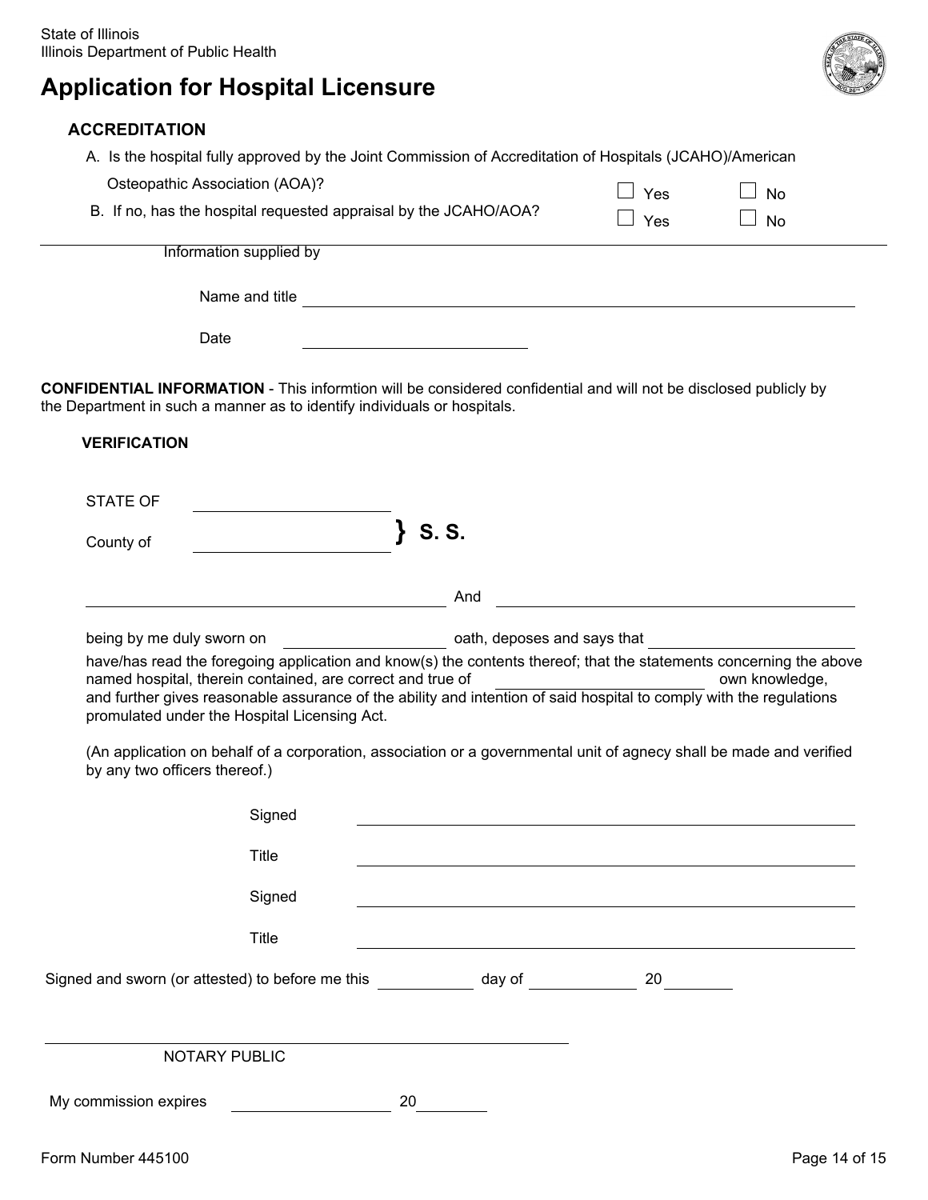State of Illinois
Illinois Department of Public Health

# Application for Hospital Licensure

### ACCREDITATION

A. Is the hospital fully approved by the Joint Commission of Accreditation of Hospitals (JCAHO)/American Osteopathic Association (AOA)? ☐ Yes ☐ No

B. If no, has the hospital requested appraisal by the JCAHO/AOA? ☐ Yes ☐ No

Information supplied by

Name and title ____________________

Date ____________________

**CONFIDENTIAL INFORMATION** - This informtion will be considered confidential and will not be disclosed publicly by the Department in such a manner as to identify individuals or hospitals.

### VERIFICATION

STATE OF ____________________
County of ____________________ } **S. S.**

____________________ And ____________________

being by me duly sworn on ____________________ oath, deposes and says that ____________________ have/has read the foregoing application and know(s) the contents thereof; that the statements concerning the above named hospital, therein contained, are correct and true of ____________________ own knowledge, and further gives reasonable assurance of the ability and intention of said hospital to comply with the regulations promulgated under the Hospital Licensing Act.

(An application on behalf of a corporation, association or a governmental unit of agnecy shall be made and verified by any two officers thereof.)

Signed ____________________

Title ____________________

Signed ____________________

Title ____________________

Signed and sworn (or attested) to before me this __________ day of __________ 20______

____________________
NOTARY PUBLIC

My commission expires ____________________ 20______

Form Number 445100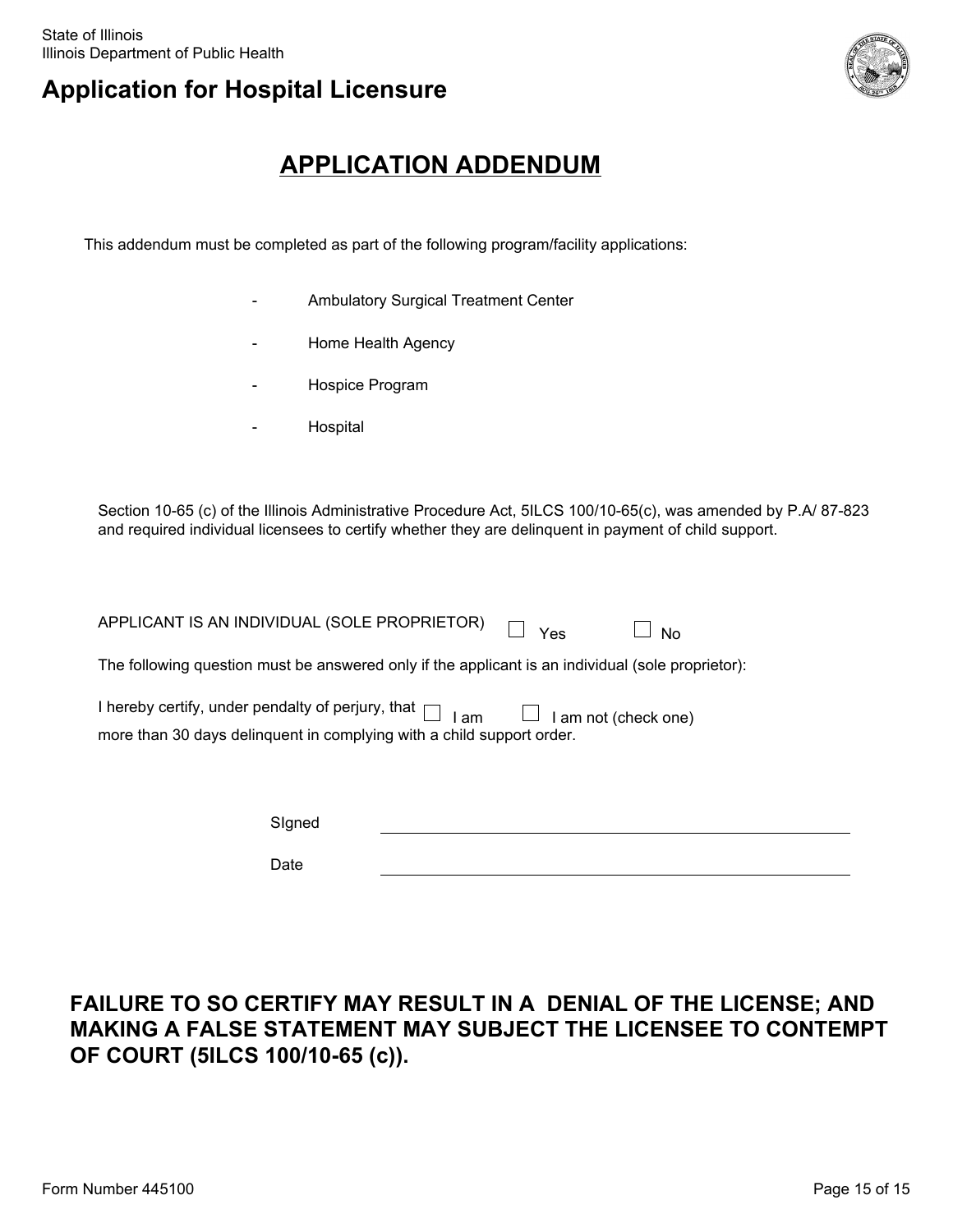State of Illinois
Illinois Department of Public Health

# Application for Hospital Licensure

## APPLICATION ADDENDUM

This addendum must be completed as part of the following program/facility applications:

- Ambulatory Surgical Treatment Center
- Home Health Agency
- Hospice Program
- Hospital

Section 10-65 (c) of the Illinois Administrative Procedure Act, 5ILCS 100/10-65(c), was amended by P.A/ 87-823 and required individual licensees to certify whether they are delinquent in payment of child support.

APPLICANT IS AN INDIVIDUAL (SOLE PROPRIETOR) ☐ Yes ☐ No

The following question must be answered only if the applicant is an individual (sole proprietor):

I hereby certify, under pendalty of perjury, that ☐ I am ☐ I am not (check one) more than 30 days delinquent in complying with a child support order.

SIgned \_\_\_\_\_\_\_\_\_\_\_\_\_\_\_\_\_\_\_\_\_\_\_\_\_\_\_\_\_\_\_\_

Date \_\_\_\_\_\_\_\_\_\_\_\_\_\_\_\_\_\_\_\_\_\_\_\_\_\_\_\_\_\_\_\_

**FAILURE TO SO CERTIFY MAY RESULT IN A DENIAL OF THE LICENSE; AND MAKING A FALSE STATEMENT MAY SUBJECT THE LICENSEE TO CONTEMPT OF COURT (5ILCS 100/10-65 (c)).**

Form Number 445100